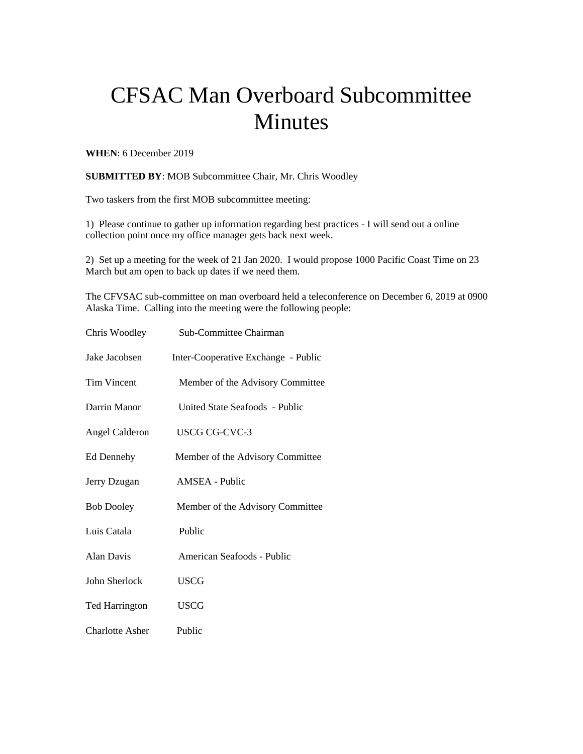# CFSAC Man Overboard Subcommittee Minutes

**WHEN**: 6 December 2019

**SUBMITTED BY**: MOB Subcommittee Chair, Mr. Chris Woodley

Two taskers from the first MOB subcommittee meeting:

1) Please continue to gather up information regarding best practices - I will send out a online collection point once my office manager gets back next week.

2) Set up a meeting for the week of 21 Jan 2020. I would propose 1000 Pacific Coast Time on 23 March but am open to back up dates if we need them.

The CFVSAC sub-committee on man overboard held a teleconference on December 6, 2019 at 0900 Alaska Time. Calling into the meeting were the following people:

| | |
|---|---|
| Chris Woodley | Sub-Committee Chairman |
| Jake Jacobsen | Inter-Cooperative Exchange - Public |
| Tim Vincent | Member of the Advisory Committee |
| Darrin Manor | United State Seafoods - Public |
| Angel Calderon | USCG CG-CVC-3 |
| Ed Dennehy | Member of the Advisory Committee |
| Jerry Dzugan | AMSEA - Public |
| Bob Dooley | Member of the Advisory Committee |
| Luis Catala | Public |
| Alan Davis | American Seafoods - Public |
| John Sherlock | USCG |
| Ted Harrington | USCG |
| Charlotte Asher | Public |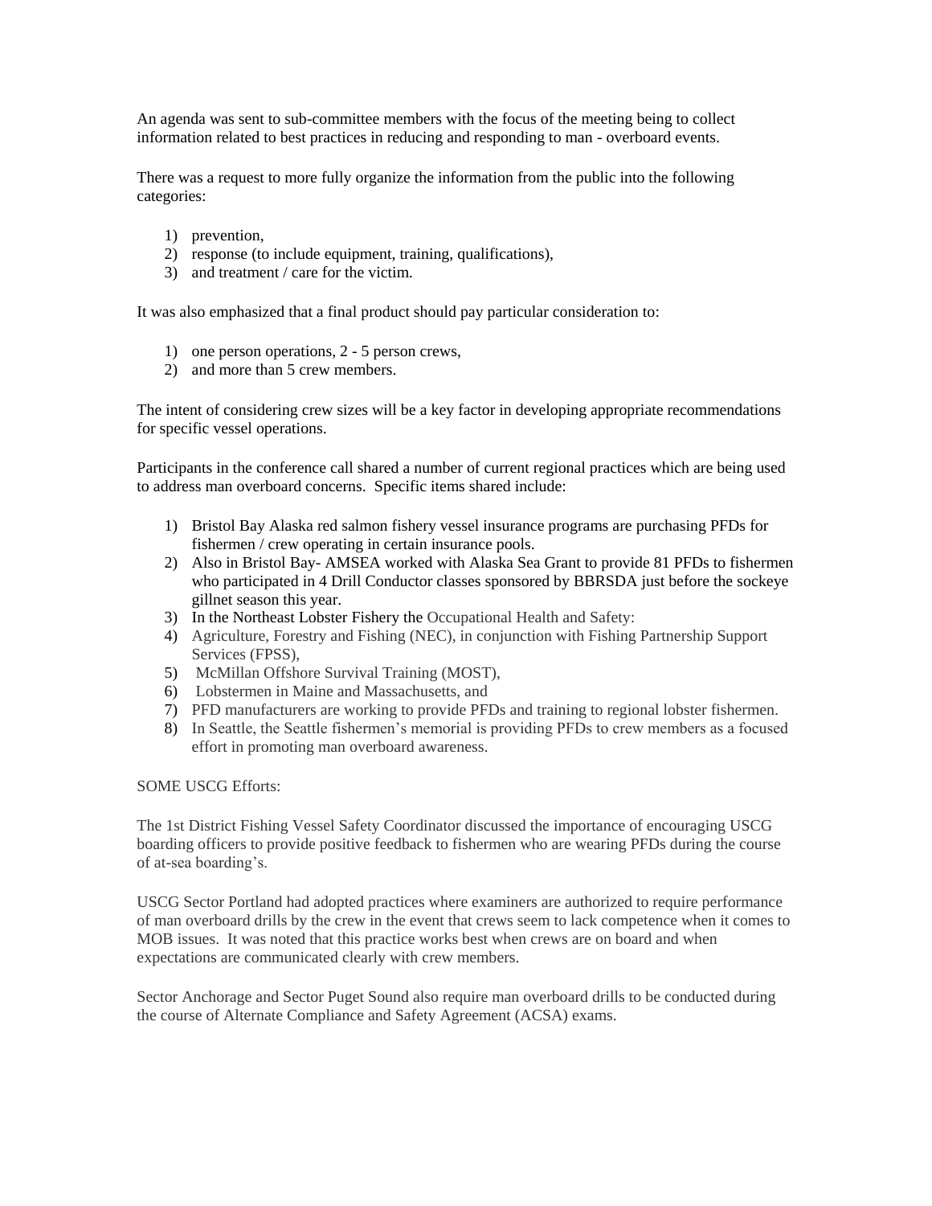An agenda was sent to sub-committee members with the focus of the meeting being to collect information related to best practices in reducing and responding to man - overboard events.

There was a request to more fully organize the information from the public into the following categories:

1) prevention,
2) response (to include equipment, training, qualifications),
3) and treatment / care for the victim.

It was also emphasized that a final product should pay particular consideration to:

1) one person operations, 2 - 5 person crews,
2) and more than 5 crew members.

The intent of considering crew sizes will be a key factor in developing appropriate recommendations for specific vessel operations.

Participants in the conference call shared a number of current regional practices which are being used to address man overboard concerns. Specific items shared include:

1) Bristol Bay Alaska red salmon fishery vessel insurance programs are purchasing PFDs for fishermen / crew operating in certain insurance pools.
2) Also in Bristol Bay- AMSEA worked with Alaska Sea Grant to provide 81 PFDs to fishermen who participated in 4 Drill Conductor classes sponsored by BBRSDA just before the sockeye gillnet season this year.
3) In the Northeast Lobster Fishery the Occupational Health and Safety:
4) Agriculture, Forestry and Fishing (NEC), in conjunction with Fishing Partnership Support Services (FPSS),
5) McMillan Offshore Survival Training (MOST),
6) Lobstermen in Maine and Massachusetts, and
7) PFD manufacturers are working to provide PFDs and training to regional lobster fishermen.
8) In Seattle, the Seattle fishermen's memorial is providing PFDs to crew members as a focused effort in promoting man overboard awareness.

SOME USCG Efforts:

The 1st District Fishing Vessel Safety Coordinator discussed the importance of encouraging USCG boarding officers to provide positive feedback to fishermen who are wearing PFDs during the course of at-sea boarding's.

USCG Sector Portland had adopted practices where examiners are authorized to require performance of man overboard drills by the crew in the event that crews seem to lack competence when it comes to MOB issues. It was noted that this practice works best when crews are on board and when expectations are communicated clearly with crew members.

Sector Anchorage and Sector Puget Sound also require man overboard drills to be conducted during the course of Alternate Compliance and Safety Agreement (ACSA) exams.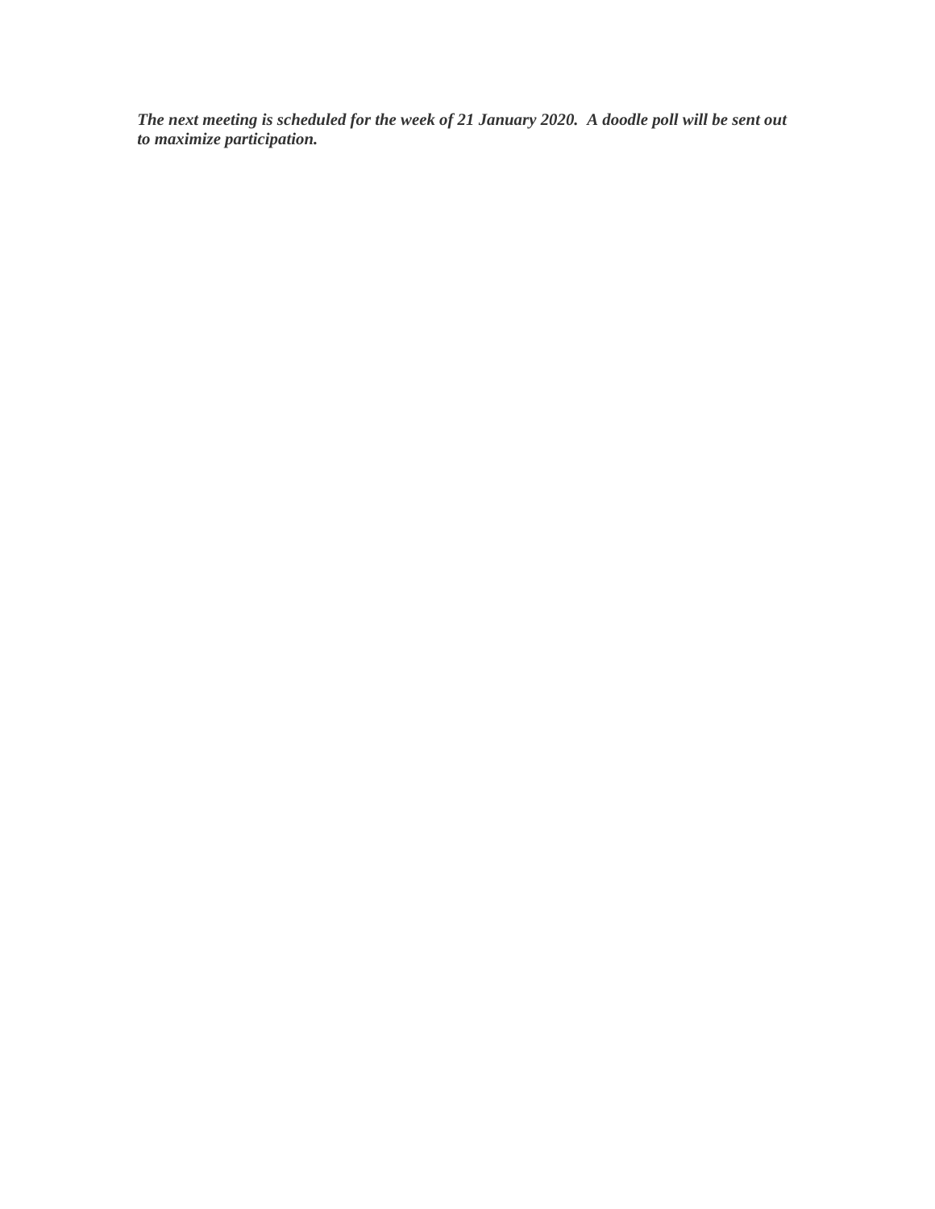***The next meeting is scheduled for the week of 21 January 2020.  A doodle poll will be sent out to maximize participation.***